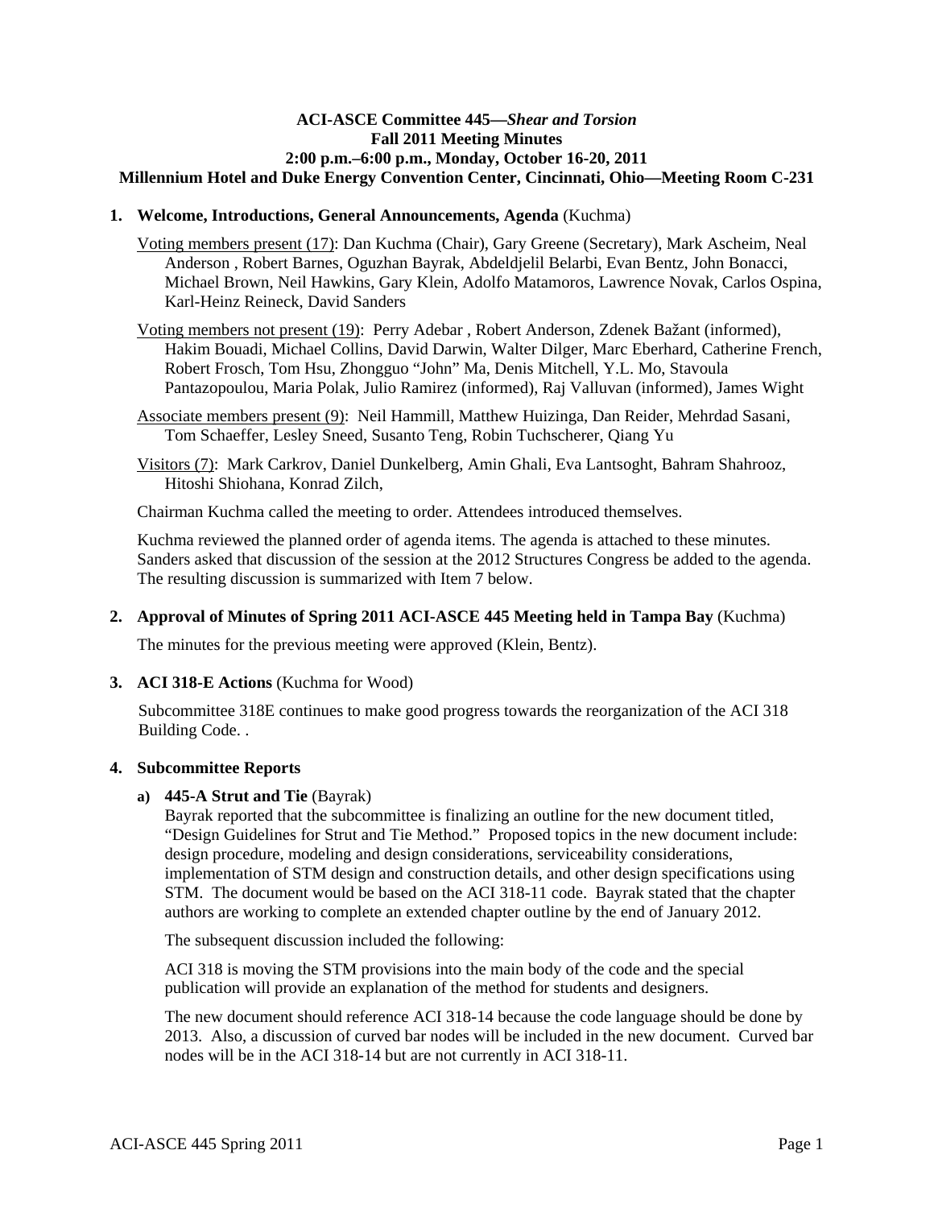**ACI-ASCE Committee 445—*Shear and Torsion***
**Fall 2011 Meeting Minutes**
**2:00 p.m.–6:00 p.m., Monday, October 16-20, 2011**
**Millennium Hotel and Duke Energy Convention Center, Cincinnati, Ohio—Meeting Room C-231**

1. **Welcome, Introductions, General Announcements, Agenda** (Kuchma)

   Voting members present (17): Dan Kuchma (Chair), Gary Greene (Secretary), Mark Ascheim, Neal Anderson , Robert Barnes, Oguzhan Bayrak, Abdeldjelil Belarbi, Evan Bentz, John Bonacci, Michael Brown, Neil Hawkins, Gary Klein, Adolfo Matamoros, Lawrence Novak, Carlos Ospina, Karl-Heinz Reineck, David Sanders

   Voting members not present (19): Perry Adebar , Robert Anderson, Zdenek Bažant (informed), Hakim Bouadi, Michael Collins, David Darwin, Walter Dilger, Marc Eberhard, Catherine French, Robert Frosch, Tom Hsu, Zhongguo "John" Ma, Denis Mitchell, Y.L. Mo, Stavoula Pantazopoulou, Maria Polak, Julio Ramirez (informed), Raj Valluvan (informed), James Wight

   Associate members present (9): Neil Hammill, Matthew Huizinga, Dan Reider, Mehrdad Sasani, Tom Schaeffer, Lesley Sneed, Susanto Teng, Robin Tuchscherer, Qiang Yu

   Visitors (7): Mark Carkrov, Daniel Dunkelberg, Amin Ghali, Eva Lantsoght, Bahram Shahrooz, Hitoshi Shiohana, Konrad Zilch,

   Chairman Kuchma called the meeting to order. Attendees introduced themselves.

   Kuchma reviewed the planned order of agenda items. The agenda is attached to these minutes. Sanders asked that discussion of the session at the 2012 Structures Congress be added to the agenda. The resulting discussion is summarized with Item 7 below.

2. **Approval of Minutes of Spring 2011 ACI-ASCE 445 Meeting held in Tampa Bay** (Kuchma)

   The minutes for the previous meeting were approved (Klein, Bentz).

3. **ACI 318-E Actions** (Kuchma for Wood)

   Subcommittee 318E continues to make good progress towards the reorganization of the ACI 318 Building Code. .

4. **Subcommittee Reports**

   a) **445-A Strut and Tie** (Bayrak)
   Bayrak reported that the subcommittee is finalizing an outline for the new document titled, "Design Guidelines for Strut and Tie Method." Proposed topics in the new document include: design procedure, modeling and design considerations, serviceability considerations, implementation of STM design and construction details, and other design specifications using STM. The document would be based on the ACI 318-11 code. Bayrak stated that the chapter authors are working to complete an extended chapter outline by the end of January 2012.

   The subsequent discussion included the following:

   ACI 318 is moving the STM provisions into the main body of the code and the special publication will provide an explanation of the method for students and designers.

   The new document should reference ACI 318-14 because the code language should be done by 2013. Also, a discussion of curved bar nodes will be included in the new document. Curved bar nodes will be in the ACI 318-14 but are not currently in ACI 318-11.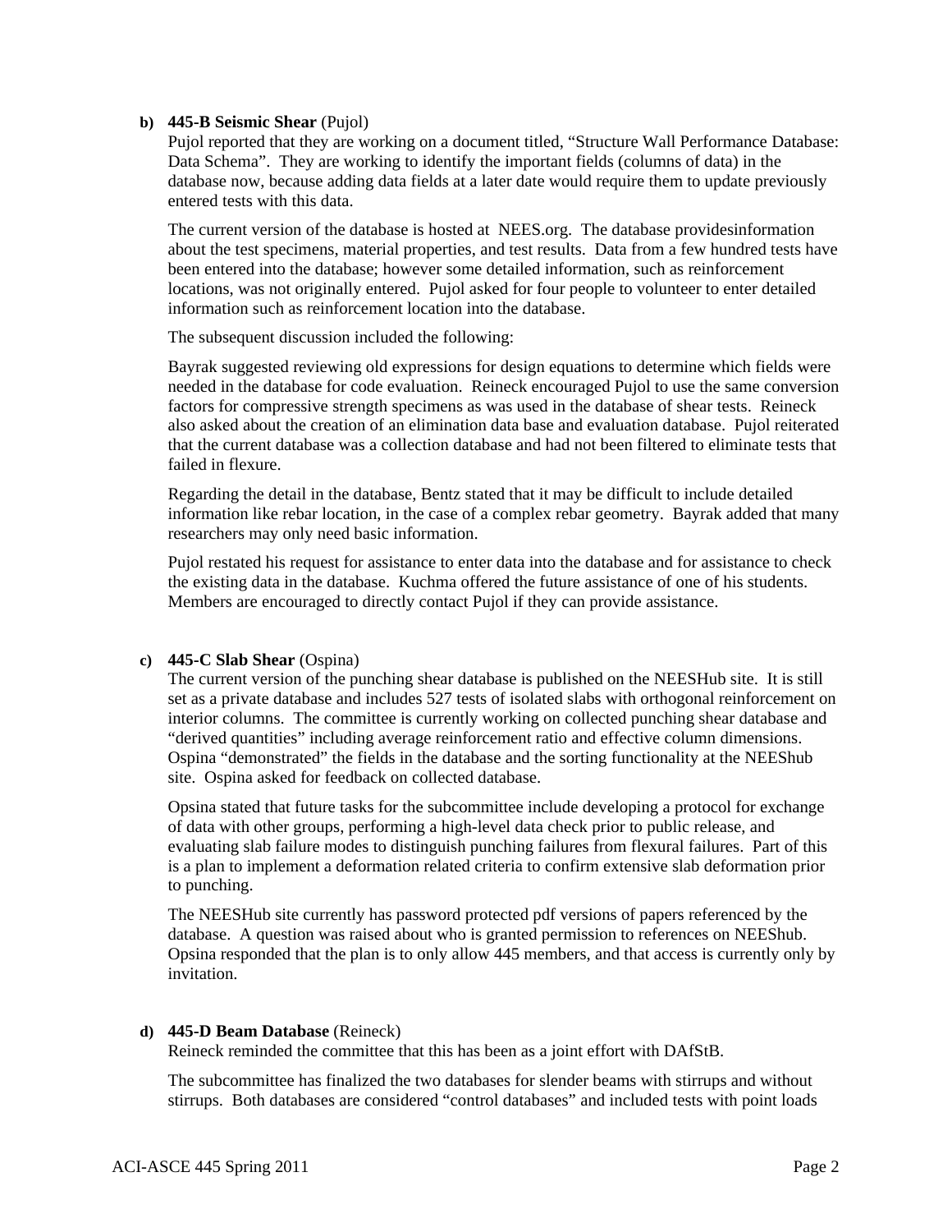**b) 445-B Seismic Shear** (Pujol)

Pujol reported that they are working on a document titled, "Structure Wall Performance Database: Data Schema". They are working to identify the important fields (columns of data) in the database now, because adding data fields at a later date would require them to update previously entered tests with this data.

The current version of the database is hosted at NEES.org. The database providesinformation about the test specimens, material properties, and test results. Data from a few hundred tests have been entered into the database; however some detailed information, such as reinforcement locations, was not originally entered. Pujol asked for four people to volunteer to enter detailed information such as reinforcement location into the database.

The subsequent discussion included the following:

Bayrak suggested reviewing old expressions for design equations to determine which fields were needed in the database for code evaluation. Reineck encouraged Pujol to use the same conversion factors for compressive strength specimens as was used in the database of shear tests. Reineck also asked about the creation of an elimination data base and evaluation database. Pujol reiterated that the current database was a collection database and had not been filtered to eliminate tests that failed in flexure.

Regarding the detail in the database, Bentz stated that it may be difficult to include detailed information like rebar location, in the case of a complex rebar geometry. Bayrak added that many researchers may only need basic information.

Pujol restated his request for assistance to enter data into the database and for assistance to check the existing data in the database. Kuchma offered the future assistance of one of his students. Members are encouraged to directly contact Pujol if they can provide assistance.

**c) 445-C Slab Shear** (Ospina)

The current version of the punching shear database is published on the NEESHub site. It is still set as a private database and includes 527 tests of isolated slabs with orthogonal reinforcement on interior columns. The committee is currently working on collected punching shear database and "derived quantities" including average reinforcement ratio and effective column dimensions. Ospina "demonstrated" the fields in the database and the sorting functionality at the NEEShub site. Ospina asked for feedback on collected database.

Opsina stated that future tasks for the subcommittee include developing a protocol for exchange of data with other groups, performing a high-level data check prior to public release, and evaluating slab failure modes to distinguish punching failures from flexural failures. Part of this is a plan to implement a deformation related criteria to confirm extensive slab deformation prior to punching.

The NEESHub site currently has password protected pdf versions of papers referenced by the database. A question was raised about who is granted permission to references on NEEShub. Opsina responded that the plan is to only allow 445 members, and that access is currently only by invitation.

**d) 445-D Beam Database** (Reineck)

Reineck reminded the committee that this has been as a joint effort with DAfStB.

The subcommittee has finalized the two databases for slender beams with stirrups and without stirrups. Both databases are considered "control databases" and included tests with point loads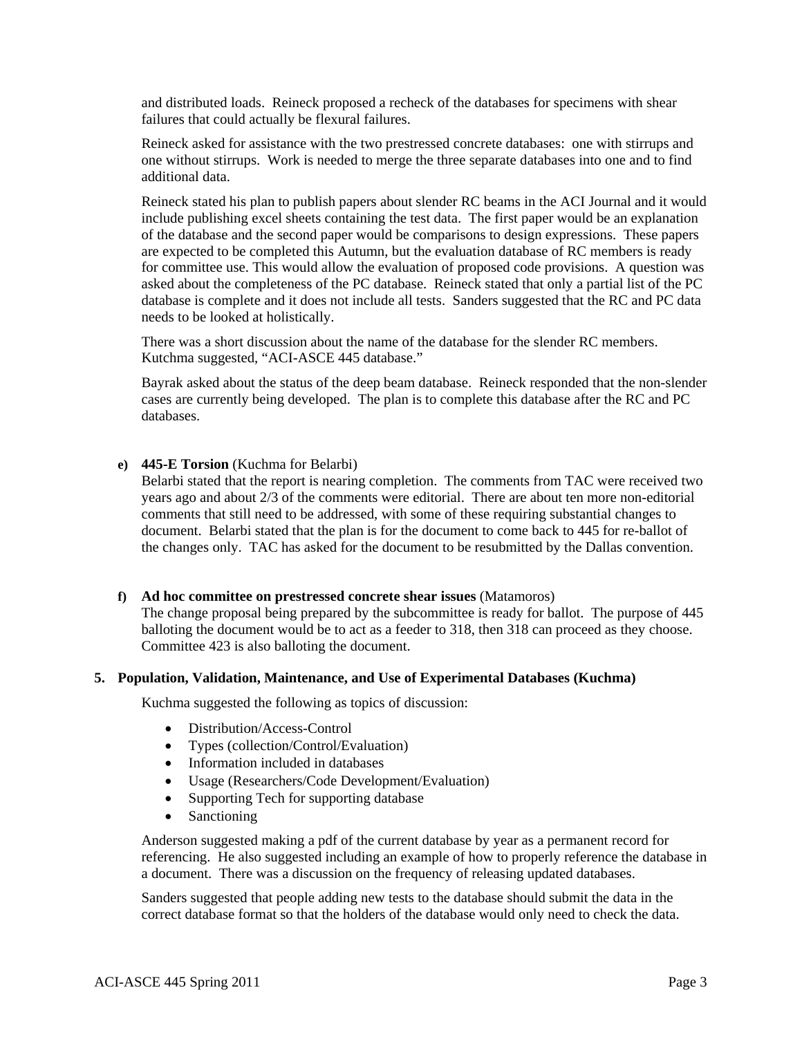and distributed loads. Reineck proposed a recheck of the databases for specimens with shear failures that could actually be flexural failures.

Reineck asked for assistance with the two prestressed concrete databases: one with stirrups and one without stirrups. Work is needed to merge the three separate databases into one and to find additional data.

Reineck stated his plan to publish papers about slender RC beams in the ACI Journal and it would include publishing excel sheets containing the test data. The first paper would be an explanation of the database and the second paper would be comparisons to design expressions. These papers are expected to be completed this Autumn, but the evaluation database of RC members is ready for committee use. This would allow the evaluation of proposed code provisions. A question was asked about the completeness of the PC database. Reineck stated that only a partial list of the PC database is complete and it does not include all tests. Sanders suggested that the RC and PC data needs to be looked at holistically.

There was a short discussion about the name of the database for the slender RC members. Kutchma suggested, "ACI-ASCE 445 database."

Bayrak asked about the status of the deep beam database. Reineck responded that the non-slender cases are currently being developed. The plan is to complete this database after the RC and PC databases.

**e) 445-E Torsion** (Kuchma for Belarbi)
Belarbi stated that the report is nearing completion. The comments from TAC were received two years ago and about 2/3 of the comments were editorial. There are about ten more non-editorial comments that still need to be addressed, with some of these requiring substantial changes to document. Belarbi stated that the plan is for the document to come back to 445 for re-ballot of the changes only. TAC has asked for the document to be resubmitted by the Dallas convention.

**f) Ad hoc committee on prestressed concrete shear issues** (Matamoros)
The change proposal being prepared by the subcommittee is ready for ballot. The purpose of 445 balloting the document would be to act as a feeder to 318, then 318 can proceed as they choose. Committee 423 is also balloting the document.

**5. Population, Validation, Maintenance, and Use of Experimental Databases (Kuchma)**

Kuchma suggested the following as topics of discussion:

- Distribution/Access-Control
- Types (collection/Control/Evaluation)
- Information included in databases
- Usage (Researchers/Code Development/Evaluation)
- Supporting Tech for supporting database
- Sanctioning

Anderson suggested making a pdf of the current database by year as a permanent record for referencing. He also suggested including an example of how to properly reference the database in a document. There was a discussion on the frequency of releasing updated databases.

Sanders suggested that people adding new tests to the database should submit the data in the correct database format so that the holders of the database would only need to check the data.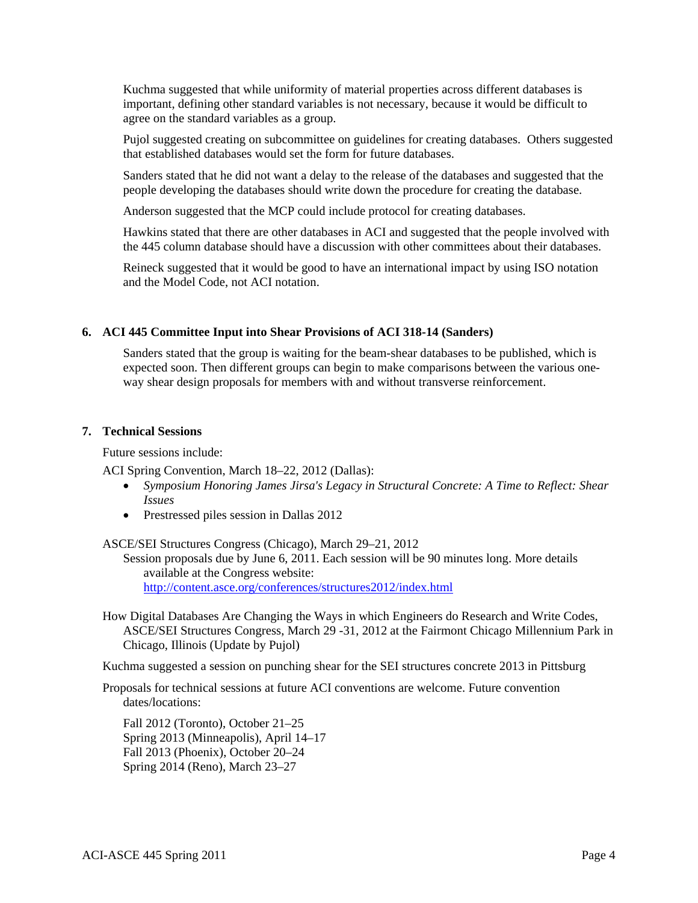Kuchma suggested that while uniformity of material properties across different databases is important, defining other standard variables is not necessary, because it would be difficult to agree on the standard variables as a group.

Pujol suggested creating on subcommittee on guidelines for creating databases. Others suggested that established databases would set the form for future databases.

Sanders stated that he did not want a delay to the release of the databases and suggested that the people developing the databases should write down the procedure for creating the database.

Anderson suggested that the MCP could include protocol for creating databases.

Hawkins stated that there are other databases in ACI and suggested that the people involved with the 445 column database should have a discussion with other committees about their databases.

Reineck suggested that it would be good to have an international impact by using ISO notation and the Model Code, not ACI notation.

## 6. ACI 445 Committee Input into Shear Provisions of ACI 318-14 (Sanders)

Sanders stated that the group is waiting for the beam-shear databases to be published, which is expected soon. Then different groups can begin to make comparisons between the various one-way shear design proposals for members with and without transverse reinforcement.

## 7. Technical Sessions

Future sessions include:

ACI Spring Convention, March 18–22, 2012 (Dallas):

- *Symposium Honoring James Jirsa's Legacy in Structural Concrete: A Time to Reflect: Shear Issues*
- Prestressed piles session in Dallas 2012

ASCE/SEI Structures Congress (Chicago), March 29–21, 2012

Session proposals due by June 6, 2011. Each session will be 90 minutes long. More details available at the Congress website: http://content.asce.org/conferences/structures2012/index.html

How Digital Databases Are Changing the Ways in which Engineers do Research and Write Codes, ASCE/SEI Structures Congress, March 29 -31, 2012 at the Fairmont Chicago Millennium Park in Chicago, Illinois (Update by Pujol)

Kuchma suggested a session on punching shear for the SEI structures concrete 2013 in Pittsburg

Proposals for technical sessions at future ACI conventions are welcome. Future convention dates/locations:

Fall 2012 (Toronto), October 21–25
Spring 2013 (Minneapolis), April 14–17
Fall 2013 (Phoenix), October 20–24
Spring 2014 (Reno), March 23–27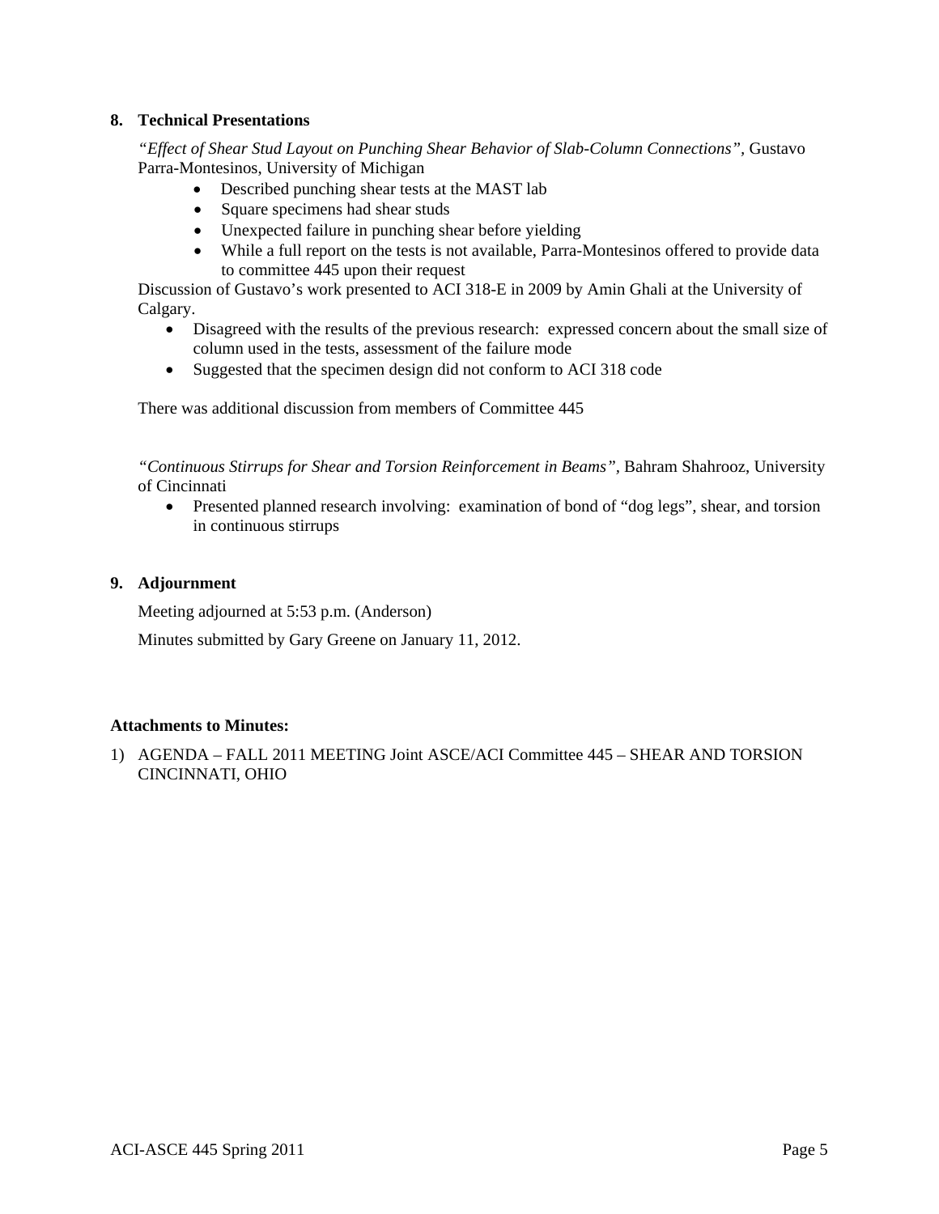## 8. Technical Presentations

*"Effect of Shear Stud Layout on Punching Shear Behavior of Slab-Column Connections"*, Gustavo Parra-Montesinos, University of Michigan

- Described punching shear tests at the MAST lab
- Square specimens had shear studs
- Unexpected failure in punching shear before yielding
- While a full report on the tests is not available, Parra-Montesinos offered to provide data to committee 445 upon their request

Discussion of Gustavo's work presented to ACI 318-E in 2009 by Amin Ghali at the University of Calgary.

- Disagreed with the results of the previous research: expressed concern about the small size of column used in the tests, assessment of the failure mode
- Suggested that the specimen design did not conform to ACI 318 code

There was additional discussion from members of Committee 445

*"Continuous Stirrups for Shear and Torsion Reinforcement in Beams"*, Bahram Shahrooz, University of Cincinnati

- Presented planned research involving: examination of bond of "dog legs", shear, and torsion in continuous stirrups

## 9. Adjournment

Meeting adjourned at 5:53 p.m. (Anderson)

Minutes submitted by Gary Greene on January 11, 2012.

**Attachments to Minutes:**

1) AGENDA – FALL 2011 MEETING Joint ASCE/ACI Committee 445 – SHEAR AND TORSION CINCINNATI, OHIO